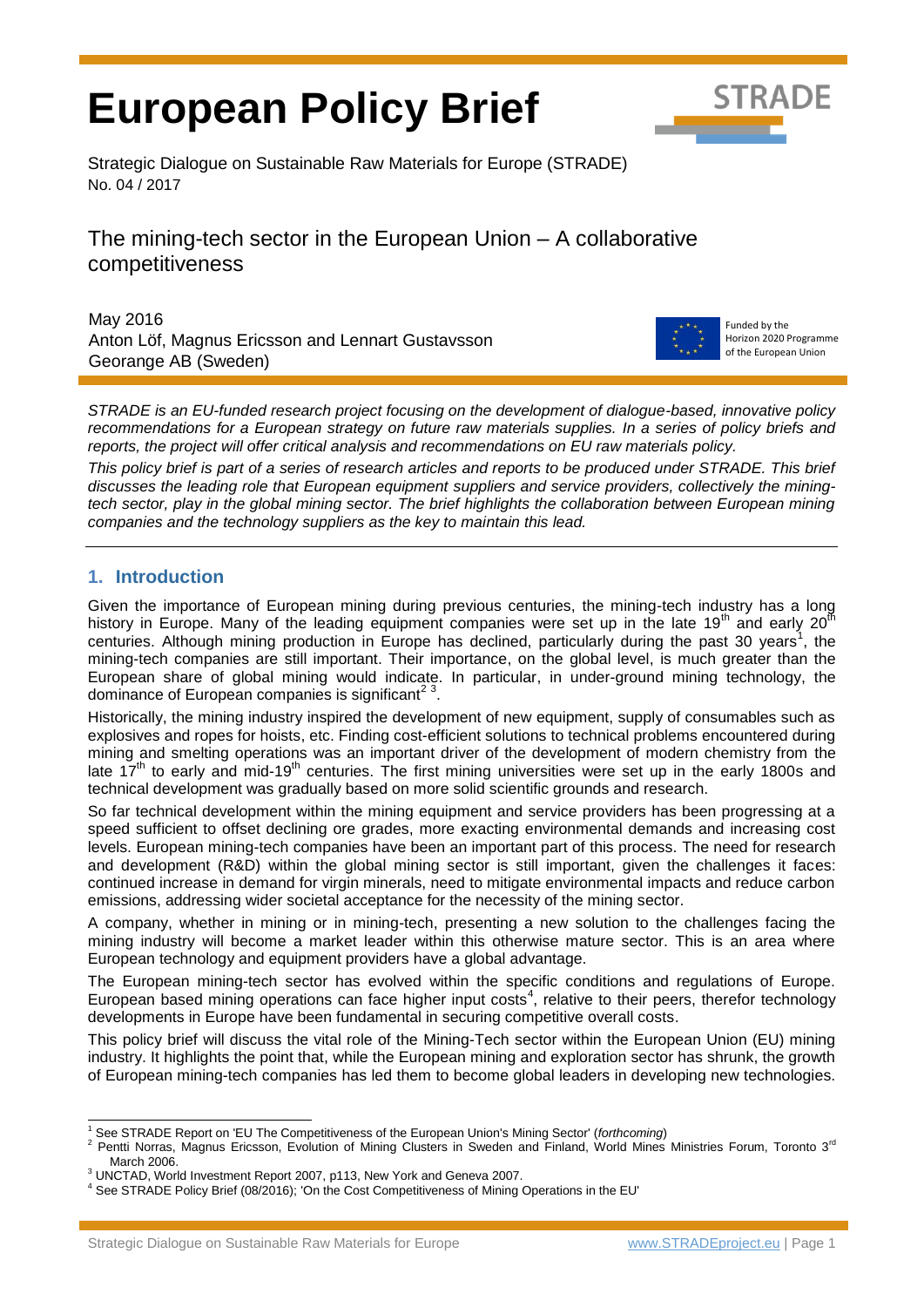# European Policy Brief

Strategic Dialogue on Sustainable Raw Materials for Europe (STRADE)
No. 04 / 2017

## The mining-tech sector in the European Union – A collaborative competitiveness

May 2016
Anton Löf, Magnus Ericsson and Lennart Gustavsson
Georange AB (Sweden)

Funded by the Horizon 2020 Programme of the European Union

*STRADE is an EU-funded research project focusing on the development of dialogue-based, innovative policy recommendations for a European strategy on future raw materials supplies. In a series of policy briefs and reports, the project will offer critical analysis and recommendations on EU raw materials policy.*

*This policy brief is part of a series of research articles and reports to be produced under STRADE. This brief discusses the leading role that European equipment suppliers and service providers, collectively the mining-tech sector, play in the global mining sector. The brief highlights the collaboration between European mining companies and the technology suppliers as the key to maintain this lead.*

## 1. Introduction

Given the importance of European mining during previous centuries, the mining-tech industry has a long history in Europe. Many of the leading equipment companies were set up in the late 19th and early 20th centuries. Although mining production in Europe has declined, particularly during the past 30 years[1], the mining-tech companies are still important. Their importance, on the global level, is much greater than the European share of global mining would indicate. In particular, in under-ground mining technology, the dominance of European companies is significant[2 3].

Historically, the mining industry inspired the development of new equipment, supply of consumables such as explosives and ropes for hoists, etc. Finding cost-efficient solutions to technical problems encountered during mining and smelting operations was an important driver of the development of modern chemistry from the late 17th to early and mid-19th centuries. The first mining universities were set up in the early 1800s and technical development was gradually based on more solid scientific grounds and research.

So far technical development within the mining equipment and service providers has been progressing at a speed sufficient to offset declining ore grades, more exacting environmental demands and increasing cost levels. European mining-tech companies have been an important part of this process. The need for research and development (R&D) within the global mining sector is still important, given the challenges it faces: continued increase in demand for virgin minerals, need to mitigate environmental impacts and reduce carbon emissions, addressing wider societal acceptance for the necessity of the mining sector.

A company, whether in mining or in mining-tech, presenting a new solution to the challenges facing the mining industry will become a market leader within this otherwise mature sector. This is an area where European technology and equipment providers have a global advantage.

The European mining-tech sector has evolved within the specific conditions and regulations of Europe. European based mining operations can face higher input costs[4], relative to their peers, therefor technology developments in Europe have been fundamental in securing competitive overall costs.

This policy brief will discuss the vital role of the Mining-Tech sector within the European Union (EU) mining industry. It highlights the point that, while the European mining and exploration sector has shrunk, the growth of European mining-tech companies has led them to become global leaders in developing new technologies.

---

[1] See STRADE Report on 'EU The Competitiveness of the European Union's Mining Sector' (*forthcoming*)

[2] Pentti Norras, Magnus Ericsson, Evolution of Mining Clusters in Sweden and Finland, World Mines Ministries Forum, Toronto 3rd March 2006.

[3] UNCTAD, World Investment Report 2007, p113, New York and Geneva 2007.

[4] See STRADE Policy Brief (08/2016); 'On the Cost Competitiveness of Mining Operations in the EU'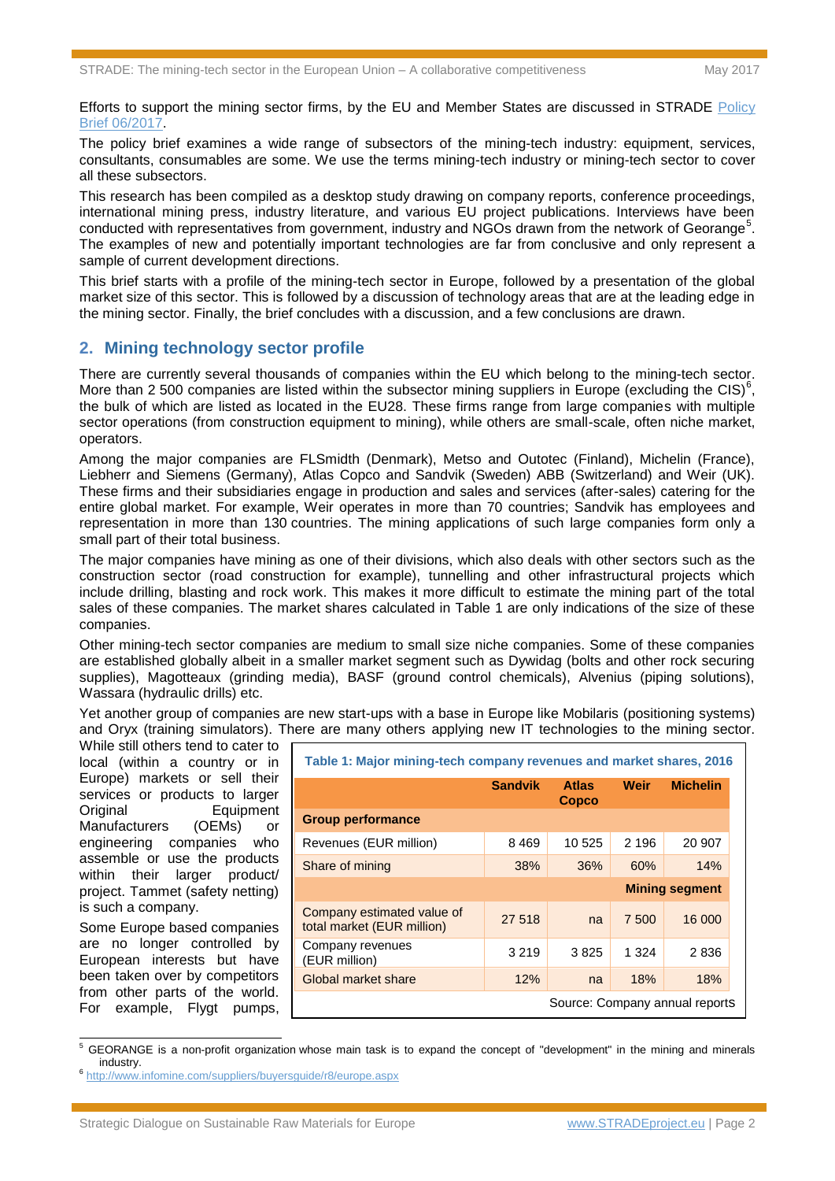Efforts to support the mining sector firms, by the EU and Member States are discussed in STRADE Policy Brief 06/2017.

The policy brief examines a wide range of subsectors of the mining-tech industry: equipment, services, consultants, consumables are some. We use the terms mining-tech industry or mining-tech sector to cover all these subsectors.

This research has been compiled as a desktop study drawing on company reports, conference proceedings, international mining press, industry literature, and various EU project publications. Interviews have been conducted with representatives from government, industry and NGOs drawn from the network of Georange[5]. The examples of new and potentially important technologies are far from conclusive and only represent a sample of current development directions.

This brief starts with a profile of the mining-tech sector in Europe, followed by a presentation of the global market size of this sector. This is followed by a discussion of technology areas that are at the leading edge in the mining sector. Finally, the brief concludes with a discussion, and a few conclusions are drawn.

## 2. Mining technology sector profile

There are currently several thousands of companies within the EU which belong to the mining-tech sector. More than 2 500 companies are listed within the subsector mining suppliers in Europe (excluding the CIS)[6], the bulk of which are listed as located in the EU28. These firms range from large companies with multiple sector operations (from construction equipment to mining), while others are small-scale, often niche market, operators.

Among the major companies are FLSmidth (Denmark), Metso and Outotec (Finland), Michelin (France), Liebherr and Siemens (Germany), Atlas Copco and Sandvik (Sweden) ABB (Switzerland) and Weir (UK). These firms and their subsidiaries engage in production and sales and services (after-sales) catering for the entire global market. For example, Weir operates in more than 70 countries; Sandvik has employees and representation in more than 130 countries. The mining applications of such large companies form only a small part of their total business.

The major companies have mining as one of their divisions, which also deals with other sectors such as the construction sector (road construction for example), tunnelling and other infrastructural projects which include drilling, blasting and rock work. This makes it more difficult to estimate the mining part of the total sales of these companies. The market shares calculated in Table 1 are only indications of the size of these companies.

Other mining-tech sector companies are medium to small size niche companies. Some of these companies are established globally albeit in a smaller market segment such as Dywidag (bolts and other rock securing supplies), Magotteaux (grinding media), BASF (ground control chemicals), Alvenius (piping solutions), Wassara (hydraulic drills) etc.

Yet another group of companies are new start-ups with a base in Europe like Mobilaris (positioning systems) and Oryx (training simulators). There are many others applying new IT technologies to the mining sector. While still others tend to cater to local (within a country or in Europe) markets or sell their services or products to larger Original Equipment Manufacturers (OEMs) or engineering companies who assemble or use the products within their larger product/ project. Tammet (safety netting) is such a company.

Some Europe based companies are no longer controlled by European interests but have been taken over by competitors from other parts of the world. For example, Flygt pumps,

**Table 1: Major mining-tech company revenues and market shares, 2016**

| | Sandvik | Atlas Copco | Weir | Michelin |
|---|---|---|---|---|
| **Group performance** | | | | |
| Revenues (EUR million) | 8 469 | 10 525 | 2 196 | 20 907 |
| Share of mining | 38% | 36% | 60% | 14% |
| | | | | **Mining segment** |
| Company estimated value of total market (EUR million) | 27 518 | na | 7 500 | 16 000 |
| Company revenues (EUR million) | 3 219 | 3 825 | 1 324 | 2 836 |
| Global market share | 12% | na | 18% | 18% |

Source: Company annual reports

[5] GEORANGE is a non-profit organization whose main task is to expand the concept of "development" in the mining and minerals industry.

[6] http://www.infomine.com/suppliers/buyersguide/r8/europe.aspx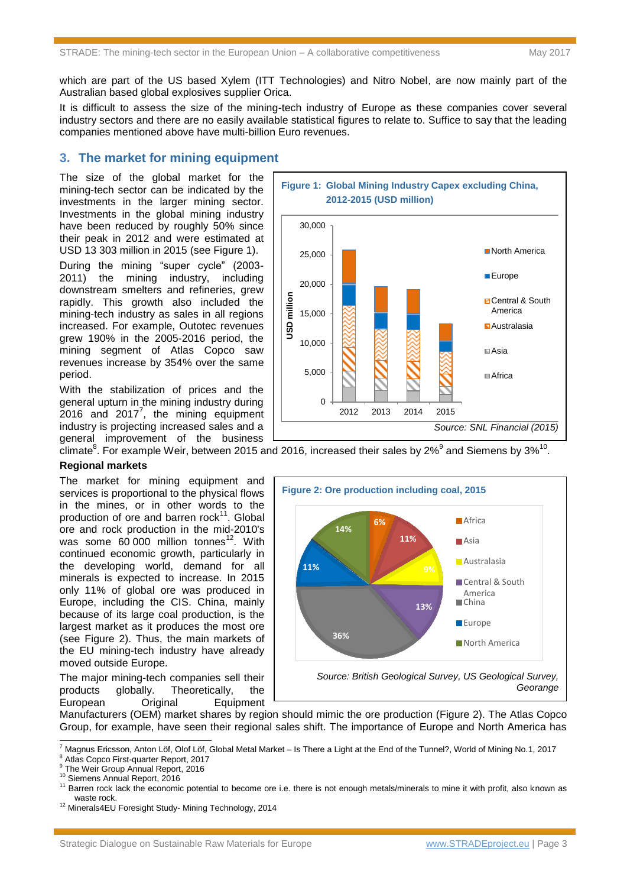which are part of the US based Xylem (ITT Technologies) and Nitro Nobel, are now mainly part of the Australian based global explosives supplier Orica.

It is difficult to assess the size of the mining-tech industry of Europe as these companies cover several industry sectors and there are no easily available statistical figures to relate to. Suffice to say that the leading companies mentioned above have multi-billion Euro revenues.

## 3. The market for mining equipment

The size of the global market for the mining-tech sector can be indicated by the investments in the larger mining sector. Investments in the global mining industry have been reduced by roughly 50% since their peak in 2012 and were estimated at USD 13 303 million in 2015 (see Figure 1).

**Figure 1: Global Mining Industry Capex excluding China, 2012-2015 (USD million)**

*Source: SNL Financial (2015)*

During the mining "super cycle" (2003-2011) the mining industry, including downstream smelters and refineries, grew rapidly. This growth also included the mining-tech industry as sales in all regions increased. For example, Outotec revenues grew 190% in the 2005-2016 period, the mining segment of Atlas Copco saw revenues increase by 354% over the same period.

With the stabilization of prices and the general upturn in the mining industry during 2016 and 2017[7], the mining equipment industry is projecting increased sales and a general improvement of the business climate[8]. For example Weir, between 2015 and 2016, increased their sales by 2%[9] and Siemens by 3%[10].

### Regional markets

The market for mining equipment and services is proportional to the physical flows in the mines, or in other words to the production of ore and barren rock[11]. Global ore and rock production in the mid-2010's was some 60 000 million tonnes[12]. With continued economic growth, particularly in the developing world, demand for all minerals is expected to increase. In 2015 only 11% of global ore was produced in Europe, including the CIS. China, mainly because of its large coal production, is the largest market as it produces the most ore (see Figure 2). Thus, the main markets of the EU mining-tech industry have already moved outside Europe.

**Figure 2: Ore production including coal, 2015**

*Source: British Geological Survey, US Geological Survey, Georange*

The major mining-tech companies sell their products globally. Theoretically, the European Original Equipment Manufacturers (OEM) market shares by region should mimic the ore production (Figure 2). The Atlas Copco Group, for example, have seen their regional sales shift. The importance of Europe and North America has

---

[7] Magnus Ericsson, Anton Löf, Olof Löf, Global Metal Market – Is There a Light at the End of the Tunnel?, World of Mining No.1, 2017

[8] Atlas Copco First-quarter Report, 2017

[9] The Weir Group Annual Report, 2016

[10] Siemens Annual Report, 2016

[11] Barren rock lack the economic potential to become ore i.e. there is not enough metals/minerals to mine it with profit, also known as waste rock.

[12] Minerals4EU Foresight Study- Mining Technology, 2014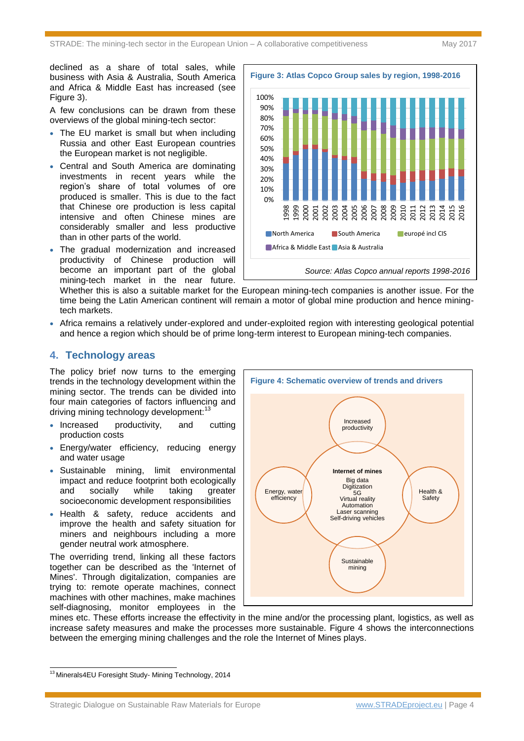declined as a share of total sales, while business with Asia & Australia, South America and Africa & Middle East has increased (see Figure 3).

**Figure 3: Atlas Copco Group sales by region, 1998-2016**

*Source: Atlas Copco annual reports 1998-2016*

A few conclusions can be drawn from these overviews of the global mining-tech sector:

- The EU market is small but when including Russia and other East European countries the European market is not negligible.
- Central and South America are dominating investments in recent years while the region's share of total volumes of ore produced is smaller. This is due to the fact that Chinese ore production is less capital intensive and often Chinese mines are considerably smaller and less productive than in other parts of the world.
- The gradual modernization and increased productivity of Chinese production will become an important part of the global mining-tech market in the near future. Whether this is also a suitable market for the European mining-tech companies is another issue. For the time being the Latin American continent will remain a motor of global mine production and hence mining-tech markets.
- Africa remains a relatively under-explored and under-exploited region with interesting geological potential and hence a region which should be of prime long-term interest to European mining-tech companies.

## 4. Technology areas

The policy brief now turns to the emerging trends in the technology development within the mining sector. The trends can be divided into four main categories of factors influencing and driving mining technology development:[13]

- Increased productivity, and cutting production costs
- Energy/water efficiency, reducing energy and water usage
- Sustainable mining, limit environmental impact and reduce footprint both ecologically and socially while taking greater socioeconomic development responsibilities
- Health & safety, reduce accidents and improve the health and safety situation for miners and neighbours including a more gender neutral work atmosphere.

**Figure 4: Schematic overview of trends and drivers**

The overriding trend, linking all these factors together can be described as the 'Internet of Mines'. Through digitalization, companies are trying to: remote operate machines, connect machines with other machines, make machines self-diagnosing, monitor employees in the mines etc. These efforts increase the effectivity in the mine and/or the processing plant, logistics, as well as increase safety measures and make the processes more sustainable. Figure 4 shows the interconnections between the emerging mining challenges and the role the Internet of Mines plays.

[13] Minerals4EU Foresight Study- Mining Technology, 2014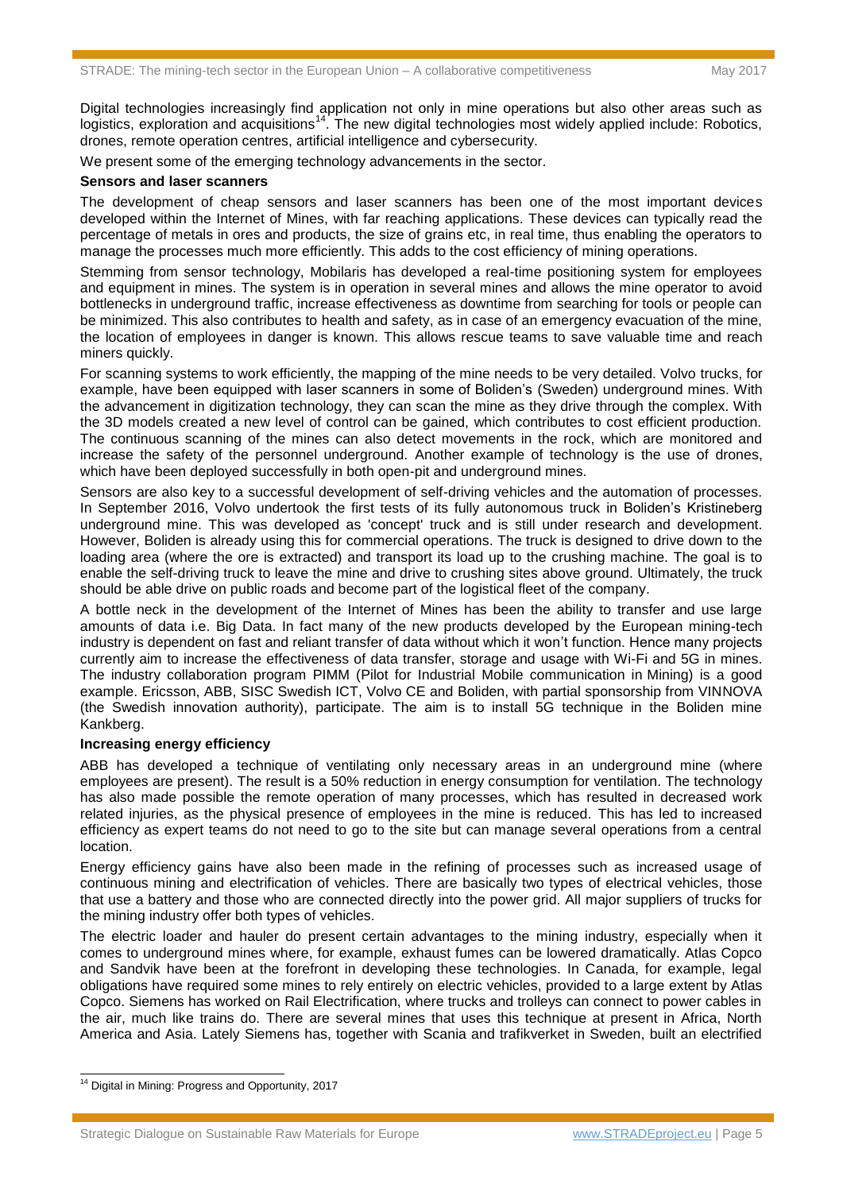Digital technologies increasingly find application not only in mine operations but also other areas such as logistics, exploration and acquisitions[14]. The new digital technologies most widely applied include: Robotics, drones, remote operation centres, artificial intelligence and cybersecurity.

We present some of the emerging technology advancements in the sector.

**Sensors and laser scanners**

The development of cheap sensors and laser scanners has been one of the most important devices developed within the Internet of Mines, with far reaching applications. These devices can typically read the percentage of metals in ores and products, the size of grains etc, in real time, thus enabling the operators to manage the processes much more efficiently. This adds to the cost efficiency of mining operations.

Stemming from sensor technology, Mobilaris has developed a real-time positioning system for employees and equipment in mines. The system is in operation in several mines and allows the mine operator to avoid bottlenecks in underground traffic, increase effectiveness as downtime from searching for tools or people can be minimized. This also contributes to health and safety, as in case of an emergency evacuation of the mine, the location of employees in danger is known. This allows rescue teams to save valuable time and reach miners quickly.

For scanning systems to work efficiently, the mapping of the mine needs to be very detailed. Volvo trucks, for example, have been equipped with laser scanners in some of Boliden's (Sweden) underground mines. With the advancement in digitization technology, they can scan the mine as they drive through the complex. With the 3D models created a new level of control can be gained, which contributes to cost efficient production. The continuous scanning of the mines can also detect movements in the rock, which are monitored and increase the safety of the personnel underground. Another example of technology is the use of drones, which have been deployed successfully in both open-pit and underground mines.

Sensors are also key to a successful development of self-driving vehicles and the automation of processes. In September 2016, Volvo undertook the first tests of its fully autonomous truck in Boliden's Kristineberg underground mine. This was developed as 'concept' truck and is still under research and development. However, Boliden is already using this for commercial operations. The truck is designed to drive down to the loading area (where the ore is extracted) and transport its load up to the crushing machine. The goal is to enable the self-driving truck to leave the mine and drive to crushing sites above ground. Ultimately, the truck should be able drive on public roads and become part of the logistical fleet of the company.

A bottle neck in the development of the Internet of Mines has been the ability to transfer and use large amounts of data i.e. Big Data. In fact many of the new products developed by the European mining-tech industry is dependent on fast and reliant transfer of data without which it won't function. Hence many projects currently aim to increase the effectiveness of data transfer, storage and usage with Wi-Fi and 5G in mines. The industry collaboration program PIMM (Pilot for Industrial Mobile communication in Mining) is a good example. Ericsson, ABB, SISC Swedish ICT, Volvo CE and Boliden, with partial sponsorship from VINNOVA (the Swedish innovation authority), participate. The aim is to install 5G technique in the Boliden mine Kankberg.

**Increasing energy efficiency**

ABB has developed a technique of ventilating only necessary areas in an underground mine (where employees are present). The result is a 50% reduction in energy consumption for ventilation. The technology has also made possible the remote operation of many processes, which has resulted in decreased work related injuries, as the physical presence of employees in the mine is reduced. This has led to increased efficiency as expert teams do not need to go to the site but can manage several operations from a central location.

Energy efficiency gains have also been made in the refining of processes such as increased usage of continuous mining and electrification of vehicles. There are basically two types of electrical vehicles, those that use a battery and those who are connected directly into the power grid. All major suppliers of trucks for the mining industry offer both types of vehicles.

The electric loader and hauler do present certain advantages to the mining industry, especially when it comes to underground mines where, for example, exhaust fumes can be lowered dramatically. Atlas Copco and Sandvik have been at the forefront in developing these technologies. In Canada, for example, legal obligations have required some mines to rely entirely on electric vehicles, provided to a large extent by Atlas Copco. Siemens has worked on Rail Electrification, where trucks and trolleys can connect to power cables in the air, much like trains do. There are several mines that uses this technique at present in Africa, North America and Asia. Lately Siemens has, together with Scania and trafikverket in Sweden, built an electrified

[14] Digital in Mining: Progress and Opportunity, 2017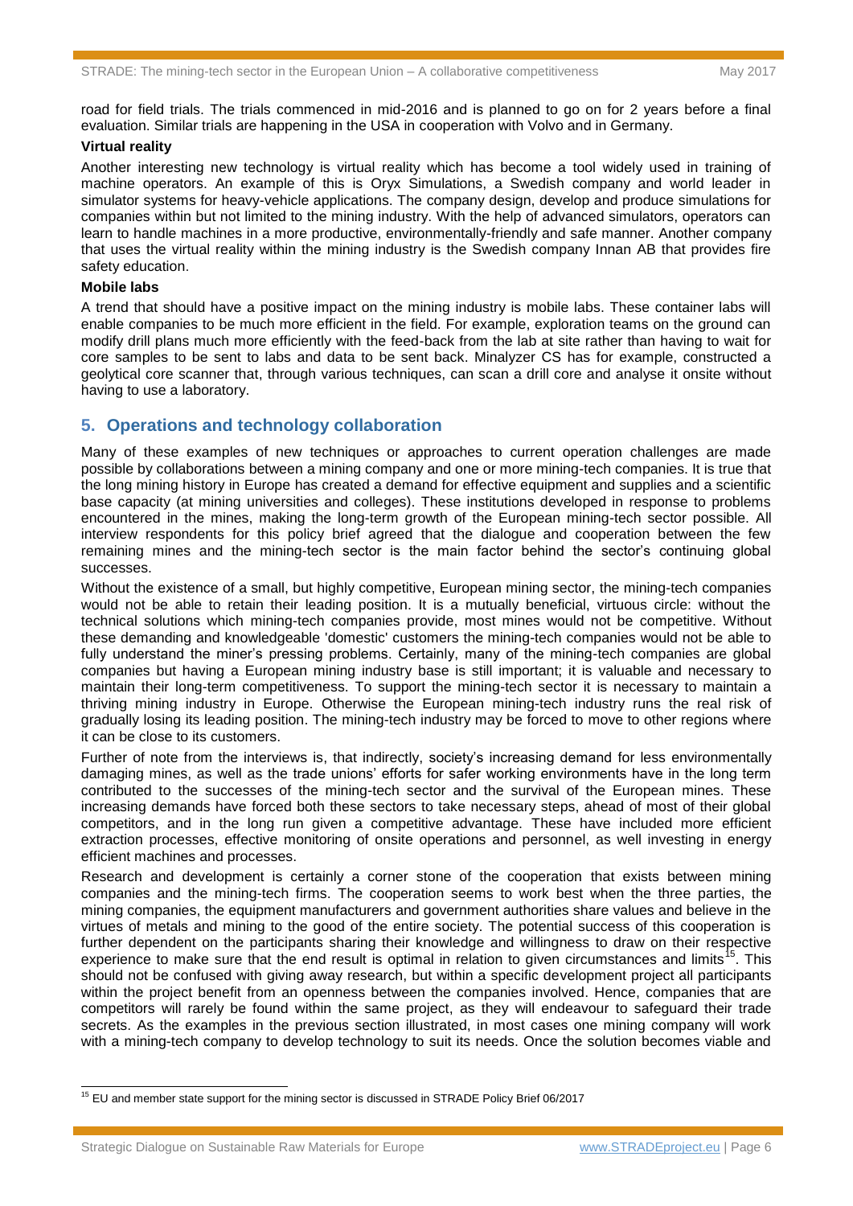road for field trials. The trials commenced in mid-2016 and is planned to go on for 2 years before a final evaluation. Similar trials are happening in the USA in cooperation with Volvo and in Germany.

**Virtual reality**

Another interesting new technology is virtual reality which has become a tool widely used in training of machine operators. An example of this is Oryx Simulations, a Swedish company and world leader in simulator systems for heavy-vehicle applications. The company design, develop and produce simulations for companies within but not limited to the mining industry. With the help of advanced simulators, operators can learn to handle machines in a more productive, environmentally-friendly and safe manner. Another company that uses the virtual reality within the mining industry is the Swedish company Innan AB that provides fire safety education.

**Mobile labs**

A trend that should have a positive impact on the mining industry is mobile labs. These container labs will enable companies to be much more efficient in the field. For example, exploration teams on the ground can modify drill plans much more efficiently with the feed-back from the lab at site rather than having to wait for core samples to be sent to labs and data to be sent back. Minalyzer CS has for example, constructed a geolytical core scanner that, through various techniques, can scan a drill core and analyse it onsite without having to use a laboratory.

## 5. Operations and technology collaboration

Many of these examples of new techniques or approaches to current operation challenges are made possible by collaborations between a mining company and one or more mining-tech companies. It is true that the long mining history in Europe has created a demand for effective equipment and supplies and a scientific base capacity (at mining universities and colleges). These institutions developed in response to problems encountered in the mines, making the long-term growth of the European mining-tech sector possible. All interview respondents for this policy brief agreed that the dialogue and cooperation between the few remaining mines and the mining-tech sector is the main factor behind the sector's continuing global successes.

Without the existence of a small, but highly competitive, European mining sector, the mining-tech companies would not be able to retain their leading position. It is a mutually beneficial, virtuous circle: without the technical solutions which mining-tech companies provide, most mines would not be competitive. Without these demanding and knowledgeable 'domestic' customers the mining-tech companies would not be able to fully understand the miner's pressing problems. Certainly, many of the mining-tech companies are global companies but having a European mining industry base is still important; it is valuable and necessary to maintain their long-term competitiveness. To support the mining-tech sector it is necessary to maintain a thriving mining industry in Europe. Otherwise the European mining-tech industry runs the real risk of gradually losing its leading position. The mining-tech industry may be forced to move to other regions where it can be close to its customers.

Further of note from the interviews is, that indirectly, society's increasing demand for less environmentally damaging mines, as well as the trade unions' efforts for safer working environments have in the long term contributed to the successes of the mining-tech sector and the survival of the European mines. These increasing demands have forced both these sectors to take necessary steps, ahead of most of their global competitors, and in the long run given a competitive advantage. These have included more efficient extraction processes, effective monitoring of onsite operations and personnel, as well investing in energy efficient machines and processes.

Research and development is certainly a corner stone of the cooperation that exists between mining companies and the mining-tech firms. The cooperation seems to work best when the three parties, the mining companies, the equipment manufacturers and government authorities share values and believe in the virtues of metals and mining to the good of the entire society. The potential success of this cooperation is further dependent on the participants sharing their knowledge and willingness to draw on their respective experience to make sure that the end result is optimal in relation to given circumstances and limits[15]. This should not be confused with giving away research, but within a specific development project all participants within the project benefit from an openness between the companies involved. Hence, companies that are competitors will rarely be found within the same project, as they will endeavour to safeguard their trade secrets. As the examples in the previous section illustrated, in most cases one mining company will work with a mining-tech company to develop technology to suit its needs. Once the solution becomes viable and

[15] EU and member state support for the mining sector is discussed in STRADE Policy Brief 06/2017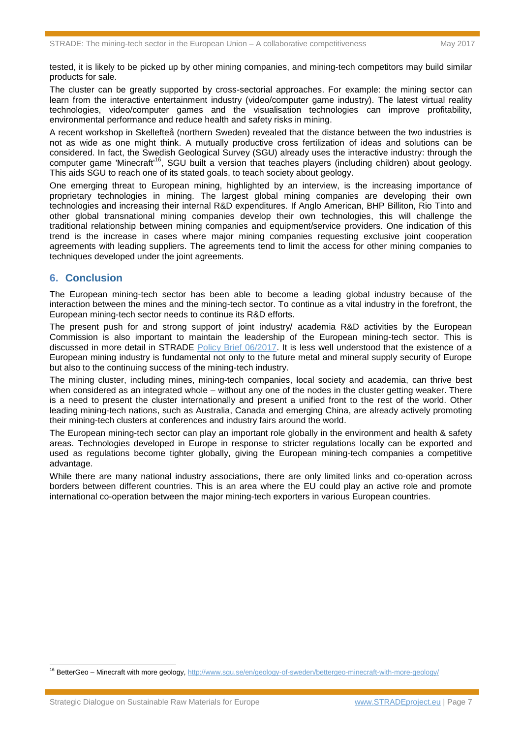tested, it is likely to be picked up by other mining companies, and mining-tech competitors may build similar products for sale.

The cluster can be greatly supported by cross-sectorial approaches. For example: the mining sector can learn from the interactive entertainment industry (video/computer game industry). The latest virtual reality technologies, video/computer games and the visualisation technologies can improve profitability, environmental performance and reduce health and safety risks in mining.

A recent workshop in Skellefteå (northern Sweden) revealed that the distance between the two industries is not as wide as one might think. A mutually productive cross fertilization of ideas and solutions can be considered. In fact, the Swedish Geological Survey (SGU) already uses the interactive industry: through the computer game 'Minecraft'[16], SGU built a version that teaches players (including children) about geology. This aids SGU to reach one of its stated goals, to teach society about geology.

One emerging threat to European mining, highlighted by an interview, is the increasing importance of proprietary technologies in mining. The largest global mining companies are developing their own technologies and increasing their internal R&D expenditures. If Anglo American, BHP Billiton, Rio Tinto and other global transnational mining companies develop their own technologies, this will challenge the traditional relationship between mining companies and equipment/service providers. One indication of this trend is the increase in cases where major mining companies requesting exclusive joint cooperation agreements with leading suppliers. The agreements tend to limit the access for other mining companies to techniques developed under the joint agreements.

## 6. Conclusion

The European mining-tech sector has been able to become a leading global industry because of the interaction between the mines and the mining-tech sector. To continue as a vital industry in the forefront, the European mining-tech sector needs to continue its R&D efforts.

The present push for and strong support of joint industry/ academia R&D activities by the European Commission is also important to maintain the leadership of the European mining-tech sector. This is discussed in more detail in STRADE Policy Brief 06/2017. It is less well understood that the existence of a European mining industry is fundamental not only to the future metal and mineral supply security of Europe but also to the continuing success of the mining-tech industry.

The mining cluster, including mines, mining-tech companies, local society and academia, can thrive best when considered as an integrated whole – without any one of the nodes in the cluster getting weaker. There is a need to present the cluster internationally and present a unified front to the rest of the world. Other leading mining-tech nations, such as Australia, Canada and emerging China, are already actively promoting their mining-tech clusters at conferences and industry fairs around the world.

The European mining-tech sector can play an important role globally in the environment and health & safety areas. Technologies developed in Europe in response to stricter regulations locally can be exported and used as regulations become tighter globally, giving the European mining-tech companies a competitive advantage.

While there are many national industry associations, there are only limited links and co-operation across borders between different countries. This is an area where the EU could play an active role and promote international co-operation between the major mining-tech exporters in various European countries.

---

[16] BetterGeo – Minecraft with more geology, http://www.sgu.se/en/geology-of-sweden/bettergeo-minecraft-with-more-geology/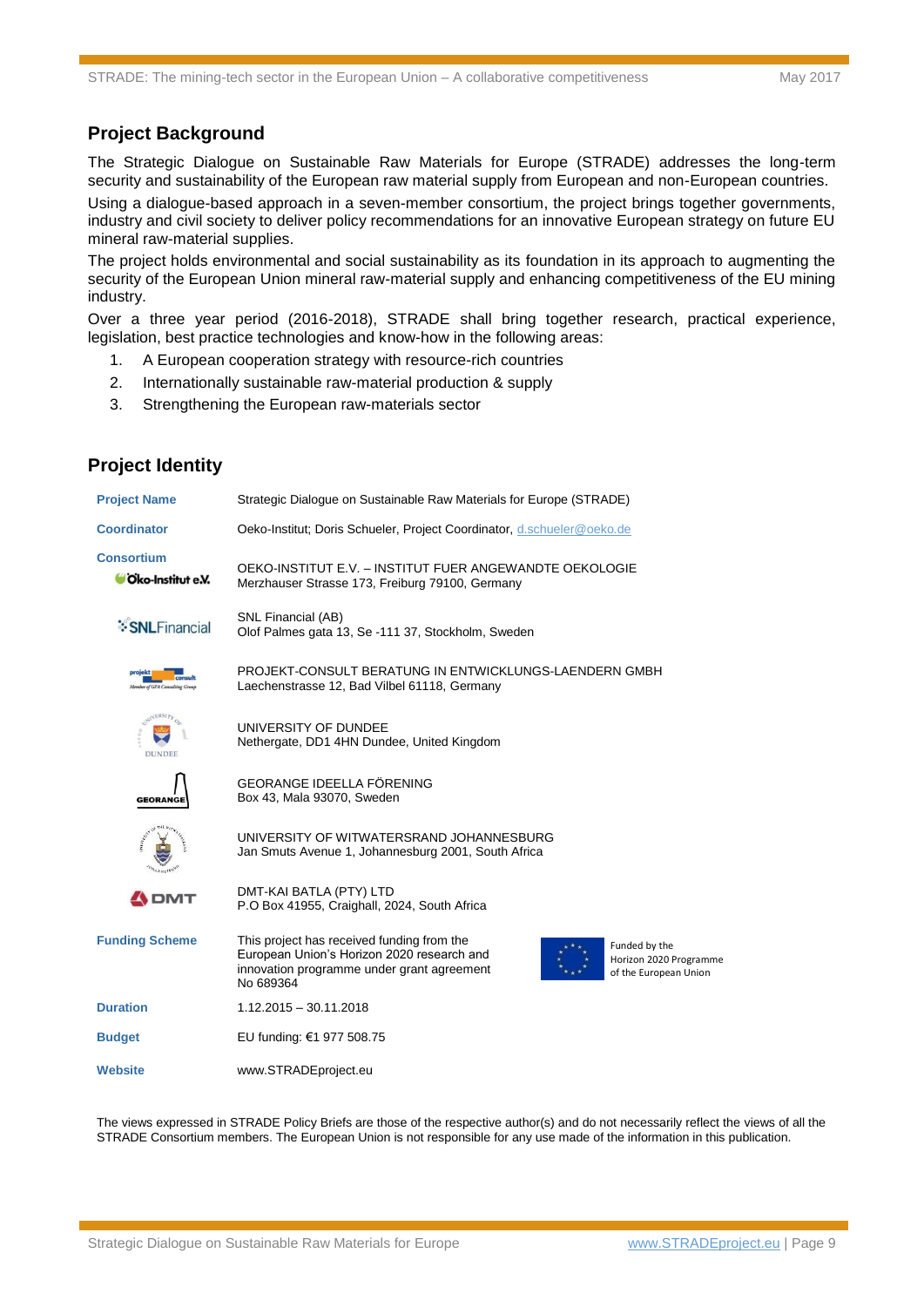## Project Background

The Strategic Dialogue on Sustainable Raw Materials for Europe (STRADE) addresses the long-term security and sustainability of the European raw material supply from European and non-European countries.

Using a dialogue-based approach in a seven-member consortium, the project brings together governments, industry and civil society to deliver policy recommendations for an innovative European strategy on future EU mineral raw-material supplies.

The project holds environmental and social sustainability as its foundation in its approach to augmenting the security of the European Union mineral raw-material supply and enhancing competitiveness of the EU mining industry.

Over a three year period (2016-2018), STRADE shall bring together research, practical experience, legislation, best practice technologies and know-how in the following areas:

1. A European cooperation strategy with resource-rich countries
2. Internationally sustainable raw-material production & supply
3. Strengthening the European raw-materials sector

## Project Identity

| | |
|---|---|
| **Project Name** | Strategic Dialogue on Sustainable Raw Materials for Europe (STRADE) |
| **Coordinator** | Oeko-Institut; Doris Schueler, Project Coordinator, d.schueler@oeko.de |
| **Consortium** Öko-Institut e.V. | OEKO-INSTITUT E.V. – INSTITUT FUER ANGEWANDTE OEKOLOGIE<br>Merzhauser Strasse 173, Freiburg 79100, Germany |
| SNLFinancial | SNL Financial (AB)<br>Olof Palmes gata 13, Se -111 37, Stockholm, Sweden |
| projekt consult | PROJEKT-CONSULT BERATUNG IN ENTWICKLUNGS-LAENDERN GMBH<br>Laechenstrasse 12, Bad Vilbel 61118, Germany |
| University of Dundee | UNIVERSITY OF DUNDEE<br>Nethergate, DD1 4HN Dundee, United Kingdom |
| GEORANGE | GEORANGE IDEELLA FÖRENING<br>Box 43, Mala 93070, Sweden |
| University of the Witwatersrand | UNIVERSITY OF WITWATERSRAND JOHANNESBURG<br>Jan Smuts Avenue 1, Johannesburg 2001, South Africa |
| DMT | DMT-KAI BATLA (PTY) LTD<br>P.O Box 41955, Craighall, 2024, South Africa |
| **Funding Scheme** | This project has received funding from the European Union's Horizon 2020 research and innovation programme under grant agreement No 689364<br>Funded by the Horizon 2020 Programme of the European Union |
| **Duration** | 1.12.2015 – 30.11.2018 |
| **Budget** | EU funding: €1 977 508.75 |
| **Website** | www.STRADEproject.eu |

The views expressed in STRADE Policy Briefs are those of the respective author(s) and do not necessarily reflect the views of all the STRADE Consortium members. The European Union is not responsible for any use made of the information in this publication.